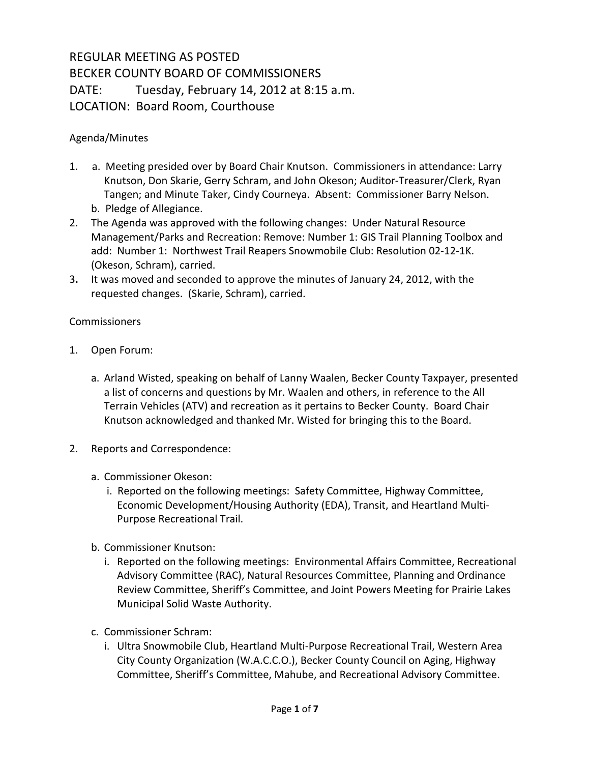# REGULAR MEETING AS POSTED
# BECKER COUNTY BOARD OF COMMISSIONERS
# DATE: Tuesday, February 14, 2012 at 8:15 a.m.
# LOCATION: Board Room, Courthouse

Agenda/Minutes

1. a. Meeting presided over by Board Chair Knutson. Commissioners in attendance: Larry Knutson, Don Skarie, Gerry Schram, and John Okeson; Auditor-Treasurer/Clerk, Ryan Tangen; and Minute Taker, Cindy Courneya. Absent: Commissioner Barry Nelson.
   b. Pledge of Allegiance.
2. The Agenda was approved with the following changes: Under Natural Resource Management/Parks and Recreation: Remove: Number 1: GIS Trail Planning Toolbox and add: Number 1: Northwest Trail Reapers Snowmobile Club: Resolution 02-12-1K. (Okeson, Schram), carried.
3. It was moved and seconded to approve the minutes of January 24, 2012, with the requested changes. (Skarie, Schram), carried.

Commissioners

1. Open Forum:

   a. Arland Wisted, speaking on behalf of Lanny Waalen, Becker County Taxpayer, presented a list of concerns and questions by Mr. Waalen and others, in reference to the All Terrain Vehicles (ATV) and recreation as it pertains to Becker County. Board Chair Knutson acknowledged and thanked Mr. Wisted for bringing this to the Board.

2. Reports and Correspondence:

   a. Commissioner Okeson:
      i. Reported on the following meetings: Safety Committee, Highway Committee, Economic Development/Housing Authority (EDA), Transit, and Heartland Multi-Purpose Recreational Trail.

   b. Commissioner Knutson:
      i. Reported on the following meetings: Environmental Affairs Committee, Recreational Advisory Committee (RAC), Natural Resources Committee, Planning and Ordinance Review Committee, Sheriff's Committee, and Joint Powers Meeting for Prairie Lakes Municipal Solid Waste Authority.

   c. Commissioner Schram:
      i. Ultra Snowmobile Club, Heartland Multi-Purpose Recreational Trail, Western Area City County Organization (W.A.C.C.O.), Becker County Council on Aging, Highway Committee, Sheriff's Committee, Mahube, and Recreational Advisory Committee.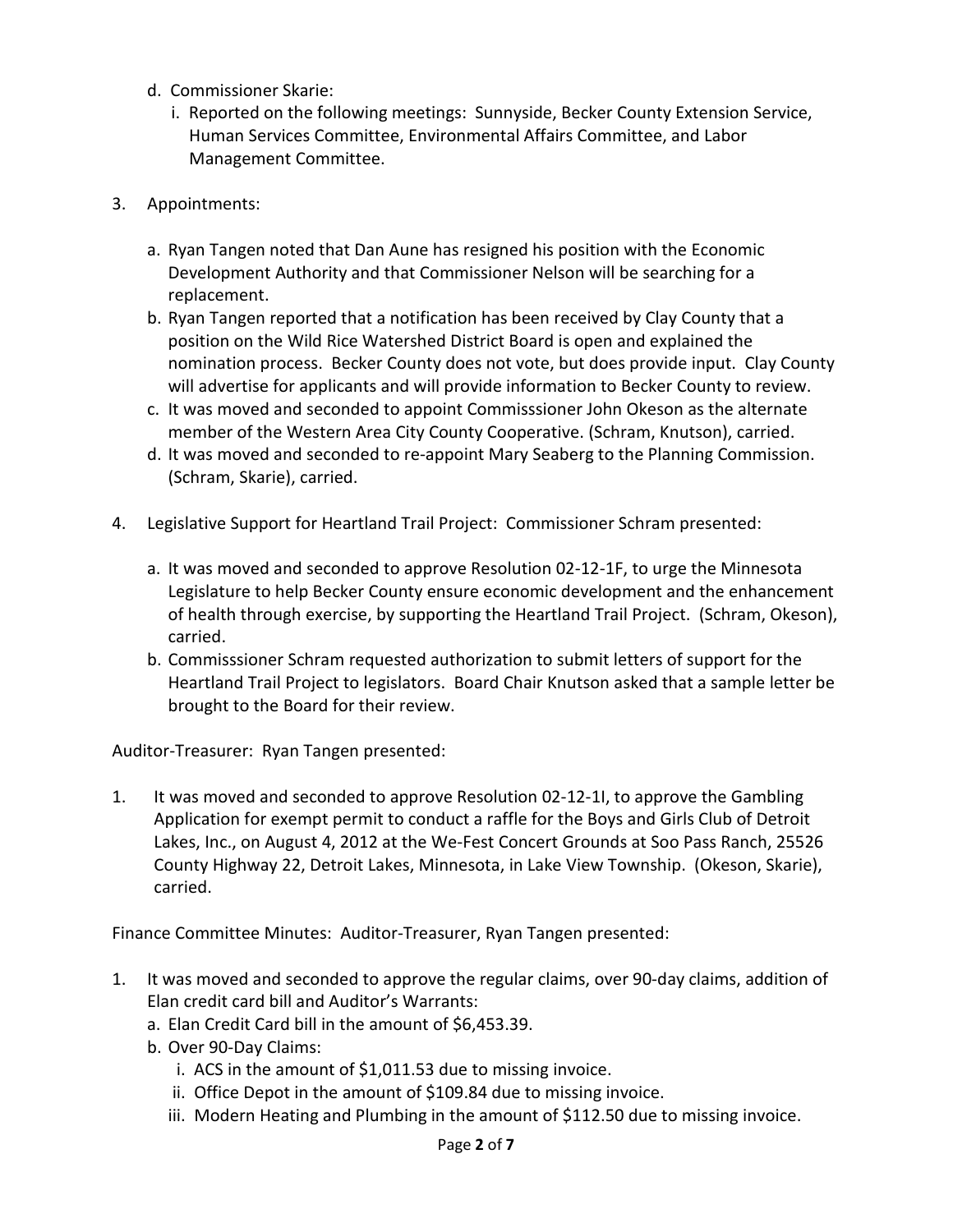d. Commissioner Skarie:
   i. Reported on the following meetings: Sunnyside, Becker County Extension Service, Human Services Committee, Environmental Affairs Committee, and Labor Management Committee.

3. Appointments:

   a. Ryan Tangen noted that Dan Aune has resigned his position with the Economic Development Authority and that Commissioner Nelson will be searching for a replacement.
   b. Ryan Tangen reported that a notification has been received by Clay County that a position on the Wild Rice Watershed District Board is open and explained the nomination process. Becker County does not vote, but does provide input. Clay County will advertise for applicants and will provide information to Becker County to review.
   c. It was moved and seconded to appoint Commisssioner John Okeson as the alternate member of the Western Area City County Cooperative. (Schram, Knutson), carried.
   d. It was moved and seconded to re-appoint Mary Seaberg to the Planning Commission. (Schram, Skarie), carried.

4. Legislative Support for Heartland Trail Project: Commissioner Schram presented:

   a. It was moved and seconded to approve Resolution 02-12-1F, to urge the Minnesota Legislature to help Becker County ensure economic development and the enhancement of health through exercise, by supporting the Heartland Trail Project. (Schram, Okeson), carried.
   b. Commisssioner Schram requested authorization to submit letters of support for the Heartland Trail Project to legislators. Board Chair Knutson asked that a sample letter be brought to the Board for their review.

Auditor-Treasurer: Ryan Tangen presented:

1. It was moved and seconded to approve Resolution 02-12-1I, to approve the Gambling Application for exempt permit to conduct a raffle for the Boys and Girls Club of Detroit Lakes, Inc., on August 4, 2012 at the We-Fest Concert Grounds at Soo Pass Ranch, 25526 County Highway 22, Detroit Lakes, Minnesota, in Lake View Township. (Okeson, Skarie), carried.

Finance Committee Minutes: Auditor-Treasurer, Ryan Tangen presented:

1. It was moved and seconded to approve the regular claims, over 90-day claims, addition of Elan credit card bill and Auditor's Warrants:
   a. Elan Credit Card bill in the amount of $6,453.39.
   b. Over 90-Day Claims:
      i. ACS in the amount of $1,011.53 due to missing invoice.
      ii. Office Depot in the amount of $109.84 due to missing invoice.
      iii. Modern Heating and Plumbing in the amount of $112.50 due to missing invoice.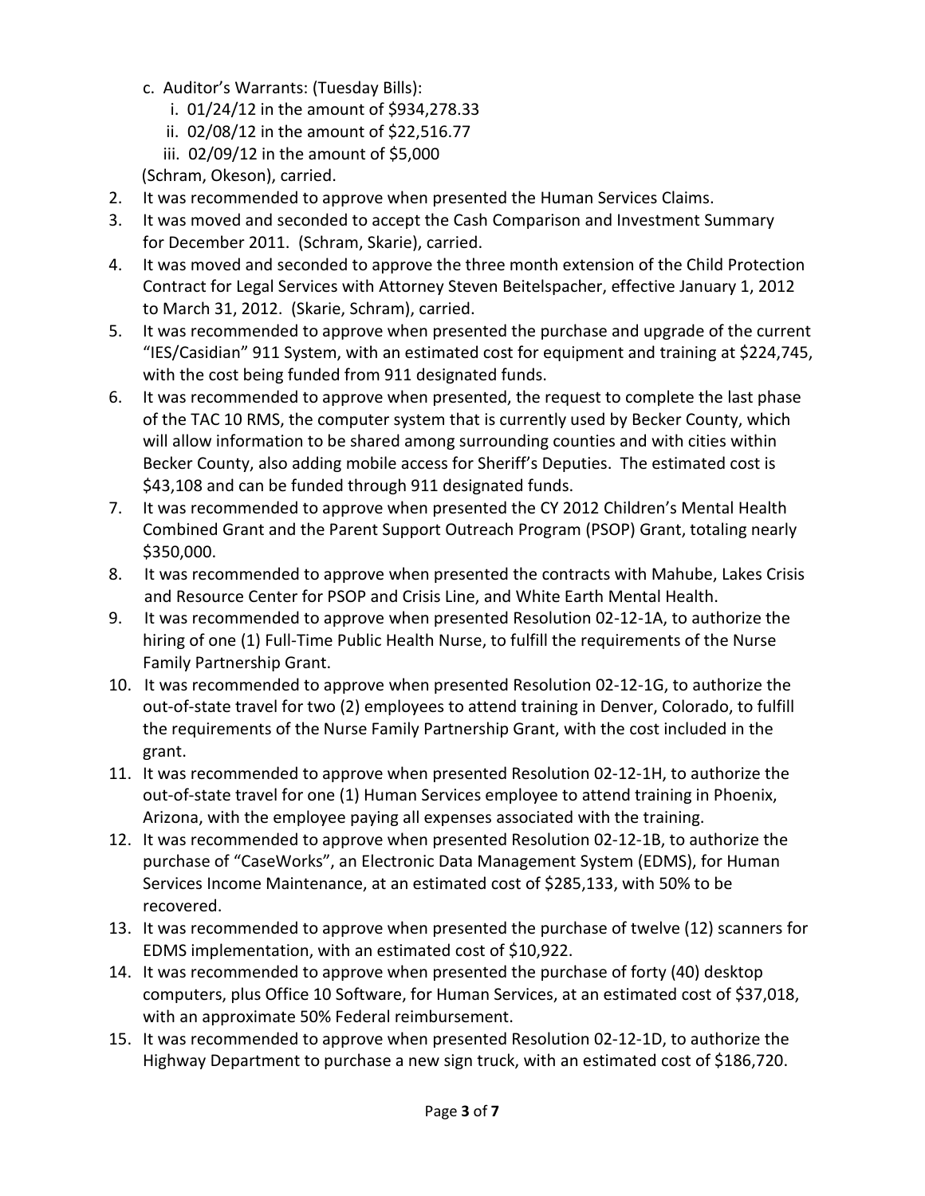c. Auditor's Warrants: (Tuesday Bills):
   i. 01/24/12 in the amount of $934,278.33
   ii. 02/08/12 in the amount of $22,516.77
   iii. 02/09/12 in the amount of $5,000

(Schram, Okeson), carried.

2. It was recommended to approve when presented the Human Services Claims.
3. It was moved and seconded to accept the Cash Comparison and Investment Summary for December 2011. (Schram, Skarie), carried.
4. It was moved and seconded to approve the three month extension of the Child Protection Contract for Legal Services with Attorney Steven Beitelspacher, effective January 1, 2012 to March 31, 2012. (Skarie, Schram), carried.
5. It was recommended to approve when presented the purchase and upgrade of the current "IES/Casidian" 911 System, with an estimated cost for equipment and training at $224,745, with the cost being funded from 911 designated funds.
6. It was recommended to approve when presented, the request to complete the last phase of the TAC 10 RMS, the computer system that is currently used by Becker County, which will allow information to be shared among surrounding counties and with cities within Becker County, also adding mobile access for Sheriff's Deputies. The estimated cost is $43,108 and can be funded through 911 designated funds.
7. It was recommended to approve when presented the CY 2012 Children's Mental Health Combined Grant and the Parent Support Outreach Program (PSOP) Grant, totaling nearly $350,000.
8. It was recommended to approve when presented the contracts with Mahube, Lakes Crisis and Resource Center for PSOP and Crisis Line, and White Earth Mental Health.
9. It was recommended to approve when presented Resolution 02-12-1A, to authorize the hiring of one (1) Full-Time Public Health Nurse, to fulfill the requirements of the Nurse Family Partnership Grant.
10. It was recommended to approve when presented Resolution 02-12-1G, to authorize the out-of-state travel for two (2) employees to attend training in Denver, Colorado, to fulfill the requirements of the Nurse Family Partnership Grant, with the cost included in the grant.
11. It was recommended to approve when presented Resolution 02-12-1H, to authorize the out-of-state travel for one (1) Human Services employee to attend training in Phoenix, Arizona, with the employee paying all expenses associated with the training.
12. It was recommended to approve when presented Resolution 02-12-1B, to authorize the purchase of "CaseWorks", an Electronic Data Management System (EDMS), for Human Services Income Maintenance, at an estimated cost of $285,133, with 50% to be recovered.
13. It was recommended to approve when presented the purchase of twelve (12) scanners for EDMS implementation, with an estimated cost of $10,922.
14. It was recommended to approve when presented the purchase of forty (40) desktop computers, plus Office 10 Software, for Human Services, at an estimated cost of $37,018, with an approximate 50% Federal reimbursement.
15. It was recommended to approve when presented Resolution 02-12-1D, to authorize the Highway Department to purchase a new sign truck, with an estimated cost of $186,720.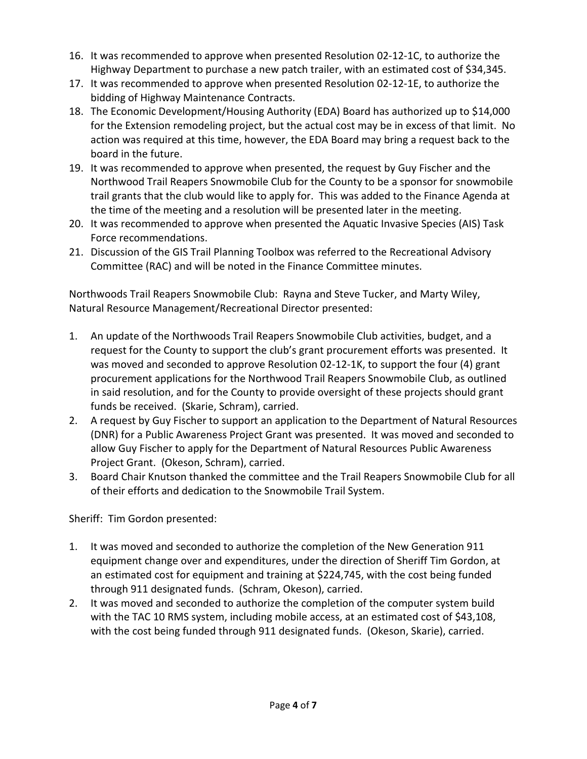16. It was recommended to approve when presented Resolution 02-12-1C, to authorize the Highway Department to purchase a new patch trailer, with an estimated cost of $34,345.
17. It was recommended to approve when presented Resolution 02-12-1E, to authorize the bidding of Highway Maintenance Contracts.
18. The Economic Development/Housing Authority (EDA) Board has authorized up to $14,000 for the Extension remodeling project, but the actual cost may be in excess of that limit. No action was required at this time, however, the EDA Board may bring a request back to the board in the future.
19. It was recommended to approve when presented, the request by Guy Fischer and the Northwood Trail Reapers Snowmobile Club for the County to be a sponsor for snowmobile trail grants that the club would like to apply for. This was added to the Finance Agenda at the time of the meeting and a resolution will be presented later in the meeting.
20. It was recommended to approve when presented the Aquatic Invasive Species (AIS) Task Force recommendations.
21. Discussion of the GIS Trail Planning Toolbox was referred to the Recreational Advisory Committee (RAC) and will be noted in the Finance Committee minutes.

Northwoods Trail Reapers Snowmobile Club: Rayna and Steve Tucker, and Marty Wiley, Natural Resource Management/Recreational Director presented:

1. An update of the Northwoods Trail Reapers Snowmobile Club activities, budget, and a request for the County to support the club's grant procurement efforts was presented. It was moved and seconded to approve Resolution 02-12-1K, to support the four (4) grant procurement applications for the Northwood Trail Reapers Snowmobile Club, as outlined in said resolution, and for the County to provide oversight of these projects should grant funds be received. (Skarie, Schram), carried.
2. A request by Guy Fischer to support an application to the Department of Natural Resources (DNR) for a Public Awareness Project Grant was presented. It was moved and seconded to allow Guy Fischer to apply for the Department of Natural Resources Public Awareness Project Grant. (Okeson, Schram), carried.
3. Board Chair Knutson thanked the committee and the Trail Reapers Snowmobile Club for all of their efforts and dedication to the Snowmobile Trail System.

Sheriff: Tim Gordon presented:

1. It was moved and seconded to authorize the completion of the New Generation 911 equipment change over and expenditures, under the direction of Sheriff Tim Gordon, at an estimated cost for equipment and training at $224,745, with the cost being funded through 911 designated funds. (Schram, Okeson), carried.
2. It was moved and seconded to authorize the completion of the computer system build with the TAC 10 RMS system, including mobile access, at an estimated cost of $43,108, with the cost being funded through 911 designated funds. (Okeson, Skarie), carried.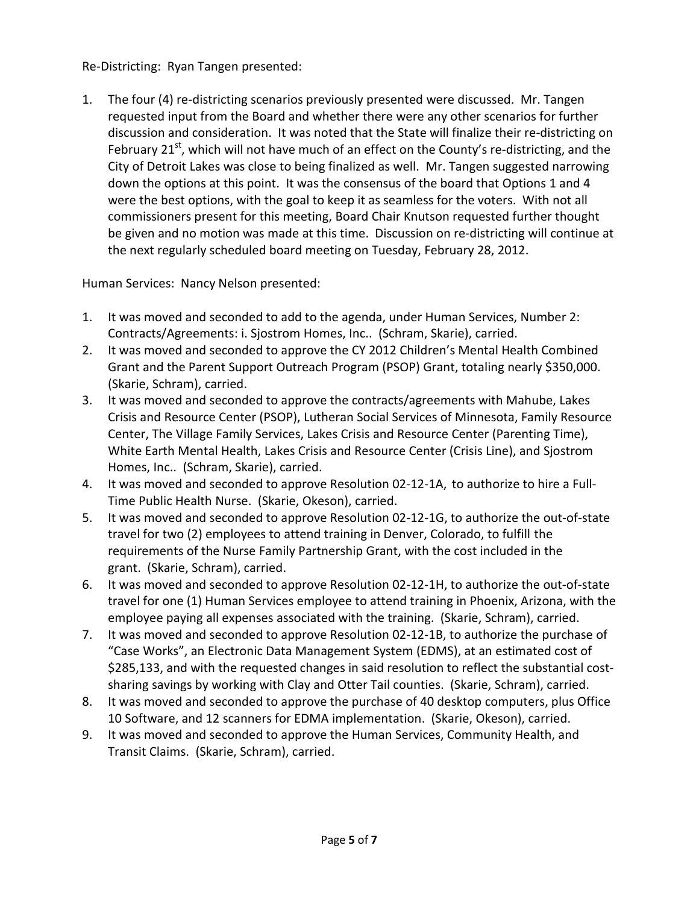Re-Districting: Ryan Tangen presented:

1. The four (4) re-districting scenarios previously presented were discussed. Mr. Tangen requested input from the Board and whether there were any other scenarios for further discussion and consideration. It was noted that the State will finalize their re-districting on February 21st, which will not have much of an effect on the County's re-districting, and the City of Detroit Lakes was close to being finalized as well. Mr. Tangen suggested narrowing down the options at this point. It was the consensus of the board that Options 1 and 4 were the best options, with the goal to keep it as seamless for the voters. With not all commissioners present for this meeting, Board Chair Knutson requested further thought be given and no motion was made at this time. Discussion on re-districting will continue at the next regularly scheduled board meeting on Tuesday, February 28, 2012.

Human Services: Nancy Nelson presented:

1. It was moved and seconded to add to the agenda, under Human Services, Number 2: Contracts/Agreements: i. Sjostrom Homes, Inc.. (Schram, Skarie), carried.
2. It was moved and seconded to approve the CY 2012 Children's Mental Health Combined Grant and the Parent Support Outreach Program (PSOP) Grant, totaling nearly $350,000. (Skarie, Schram), carried.
3. It was moved and seconded to approve the contracts/agreements with Mahube, Lakes Crisis and Resource Center (PSOP), Lutheran Social Services of Minnesota, Family Resource Center, The Village Family Services, Lakes Crisis and Resource Center (Parenting Time), White Earth Mental Health, Lakes Crisis and Resource Center (Crisis Line), and Sjostrom Homes, Inc.. (Schram, Skarie), carried.
4. It was moved and seconded to approve Resolution 02-12-1A, to authorize to hire a Full-Time Public Health Nurse. (Skarie, Okeson), carried.
5. It was moved and seconded to approve Resolution 02-12-1G, to authorize the out-of-state travel for two (2) employees to attend training in Denver, Colorado, to fulfill the requirements of the Nurse Family Partnership Grant, with the cost included in the grant. (Skarie, Schram), carried.
6. It was moved and seconded to approve Resolution 02-12-1H, to authorize the out-of-state travel for one (1) Human Services employee to attend training in Phoenix, Arizona, with the employee paying all expenses associated with the training. (Skarie, Schram), carried.
7. It was moved and seconded to approve Resolution 02-12-1B, to authorize the purchase of "Case Works", an Electronic Data Management System (EDMS), at an estimated cost of $285,133, and with the requested changes in said resolution to reflect the substantial cost-sharing savings by working with Clay and Otter Tail counties. (Skarie, Schram), carried.
8. It was moved and seconded to approve the purchase of 40 desktop computers, plus Office 10 Software, and 12 scanners for EDMA implementation. (Skarie, Okeson), carried.
9. It was moved and seconded to approve the Human Services, Community Health, and Transit Claims. (Skarie, Schram), carried.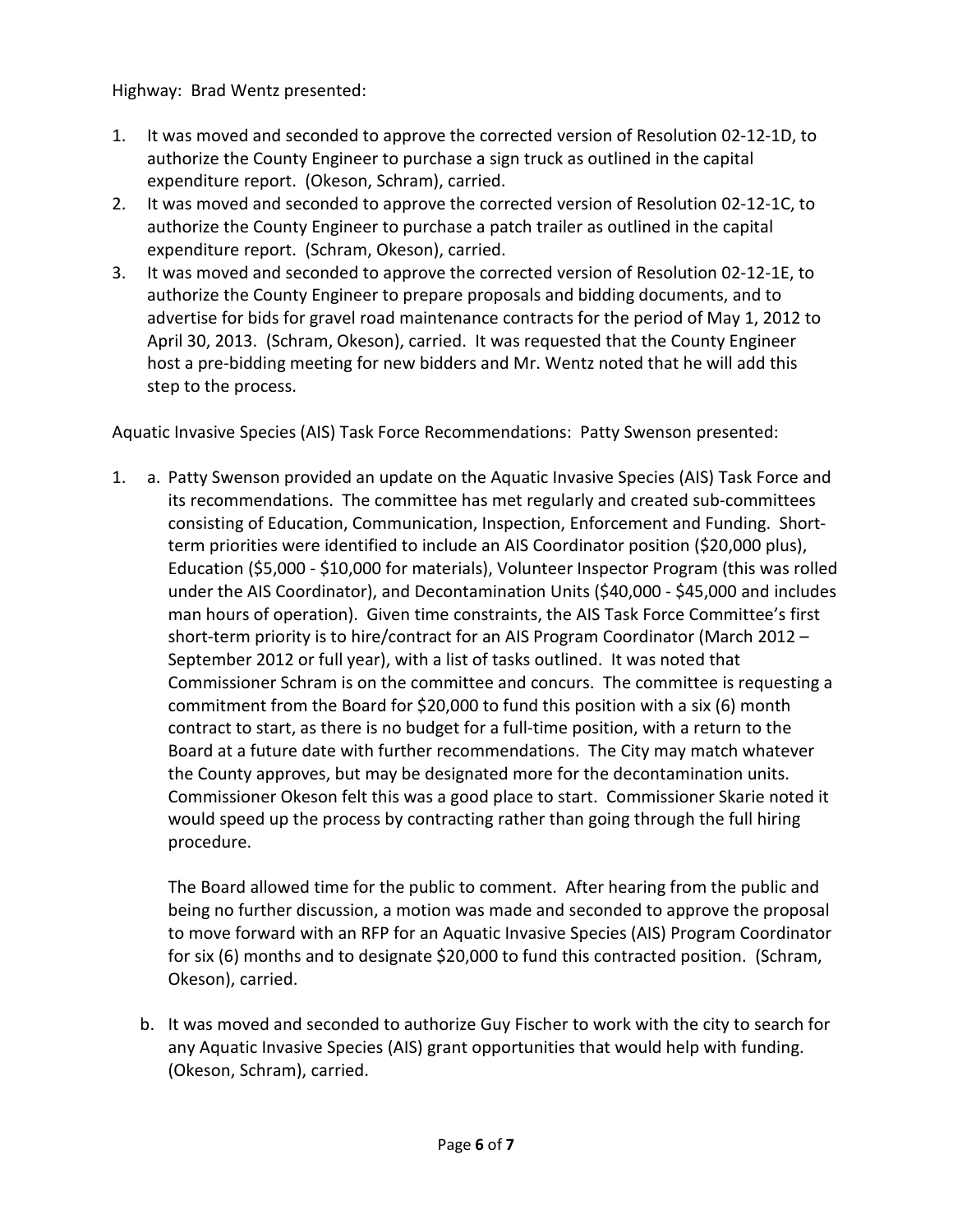Highway: Brad Wentz presented:

1. It was moved and seconded to approve the corrected version of Resolution 02-12-1D, to authorize the County Engineer to purchase a sign truck as outlined in the capital expenditure report. (Okeson, Schram), carried.
2. It was moved and seconded to approve the corrected version of Resolution 02-12-1C, to authorize the County Engineer to purchase a patch trailer as outlined in the capital expenditure report. (Schram, Okeson), carried.
3. It was moved and seconded to approve the corrected version of Resolution 02-12-1E, to authorize the County Engineer to prepare proposals and bidding documents, and to advertise for bids for gravel road maintenance contracts for the period of May 1, 2012 to April 30, 2013. (Schram, Okeson), carried. It was requested that the County Engineer host a pre-bidding meeting for new bidders and Mr. Wentz noted that he will add this step to the process.

Aquatic Invasive Species (AIS) Task Force Recommendations: Patty Swenson presented:

1. a. Patty Swenson provided an update on the Aquatic Invasive Species (AIS) Task Force and its recommendations. The committee has met regularly and created sub-committees consisting of Education, Communication, Inspection, Enforcement and Funding. Short-term priorities were identified to include an AIS Coordinator position ($20,000 plus), Education ($5,000 - $10,000 for materials), Volunteer Inspector Program (this was rolled under the AIS Coordinator), and Decontamination Units ($40,000 - $45,000 and includes man hours of operation). Given time constraints, the AIS Task Force Committee's first short-term priority is to hire/contract for an AIS Program Coordinator (March 2012 – September 2012 or full year), with a list of tasks outlined. It was noted that Commissioner Schram is on the committee and concurs. The committee is requesting a commitment from the Board for $20,000 to fund this position with a six (6) month contract to start, as there is no budget for a full-time position, with a return to the Board at a future date with further recommendations. The City may match whatever the County approves, but may be designated more for the decontamination units. Commissioner Okeson felt this was a good place to start. Commissioner Skarie noted it would speed up the process by contracting rather than going through the full hiring procedure.

   The Board allowed time for the public to comment. After hearing from the public and being no further discussion, a motion was made and seconded to approve the proposal to move forward with an RFP for an Aquatic Invasive Species (AIS) Program Coordinator for six (6) months and to designate $20,000 to fund this contracted position. (Schram, Okeson), carried.

   b. It was moved and seconded to authorize Guy Fischer to work with the city to search for any Aquatic Invasive Species (AIS) grant opportunities that would help with funding. (Okeson, Schram), carried.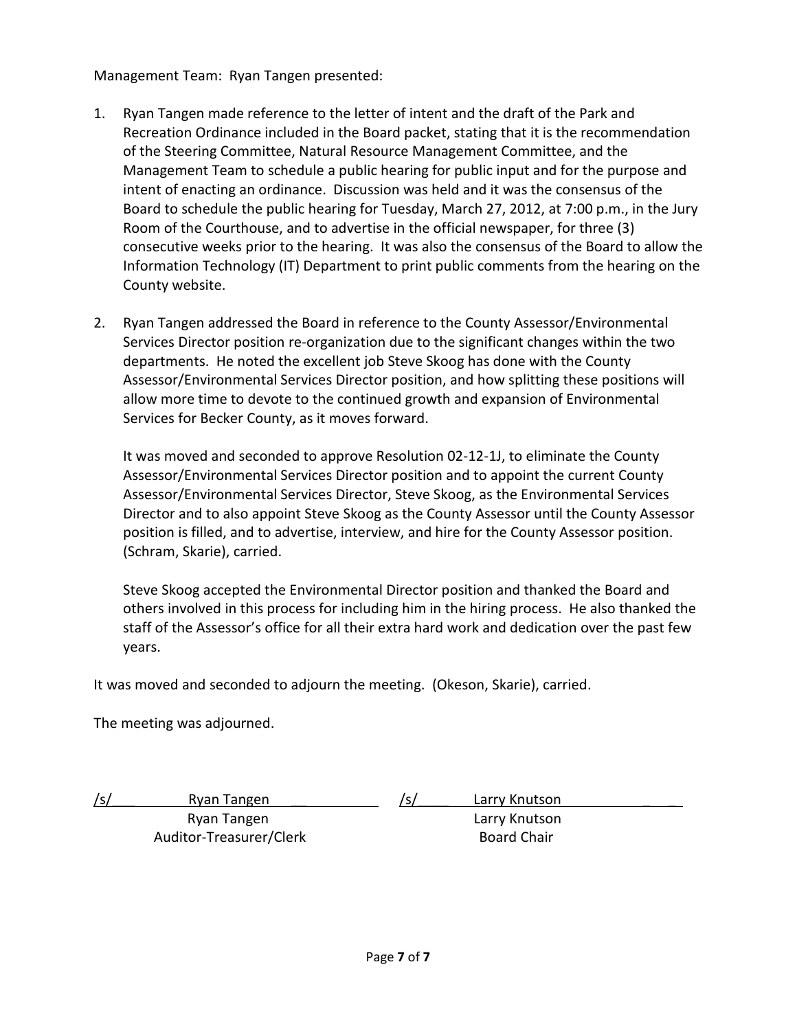Management Team: Ryan Tangen presented:

1. Ryan Tangen made reference to the letter of intent and the draft of the Park and Recreation Ordinance included in the Board packet, stating that it is the recommendation of the Steering Committee, Natural Resource Management Committee, and the Management Team to schedule a public hearing for public input and for the purpose and intent of enacting an ordinance. Discussion was held and it was the consensus of the Board to schedule the public hearing for Tuesday, March 27, 2012, at 7:00 p.m., in the Jury Room of the Courthouse, and to advertise in the official newspaper, for three (3) consecutive weeks prior to the hearing. It was also the consensus of the Board to allow the Information Technology (IT) Department to print public comments from the hearing on the County website.

2. Ryan Tangen addressed the Board in reference to the County Assessor/Environmental Services Director position re-organization due to the significant changes within the two departments. He noted the excellent job Steve Skoog has done with the County Assessor/Environmental Services Director position, and how splitting these positions will allow more time to devote to the continued growth and expansion of Environmental Services for Becker County, as it moves forward.

   It was moved and seconded to approve Resolution 02-12-1J, to eliminate the County Assessor/Environmental Services Director position and to appoint the current County Assessor/Environmental Services Director, Steve Skoog, as the Environmental Services Director and to also appoint Steve Skoog as the County Assessor until the County Assessor position is filled, and to advertise, interview, and hire for the County Assessor position. (Schram, Skarie), carried.

   Steve Skoog accepted the Environmental Director position and thanked the Board and others involved in this process for including him in the hiring process. He also thanked the staff of the Assessor's office for all their extra hard work and dedication over the past few years.

It was moved and seconded to adjourn the meeting. (Okeson, Skarie), carried.

The meeting was adjourned.

/s/ Ryan Tangen
Ryan Tangen
Auditor-Treasurer/Clerk

/s/ Larry Knutson
Larry Knutson
Board Chair